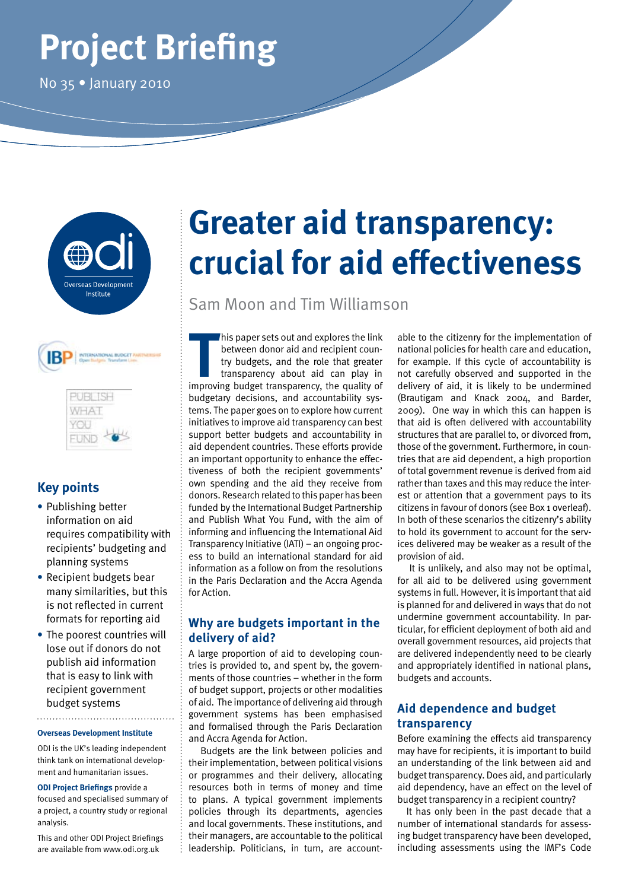# Project Briefing

No 35 • January 2010

# Greater aid transparency: crucial for aid effectiveness

Sam Moon and Tim Williamson

## Key points

- Publishing better information on aid requires compatibility with recipients' budgeting and planning systems
- Recipient budgets bear many similarities, but this is not reflected in current formats for reporting aid
- The poorest countries will lose out if donors do not publish aid information that is easy to link with recipient government budget systems

**Overseas Development Institute**

ODI is the UK's leading independent think tank on international development and humanitarian issues.

**ODI Project Briefings** provide a focused and specialised summary of a project, a country study or regional analysis.

This and other ODI Project Briefings are available from www.odi.org.uk

This paper sets out and explores the link between donor aid and recipient country budgets, and the role that greater transparency about aid can play in improving budget transparency, the quality of budgetary decisions, and accountability systems. The paper goes on to explore how current initiatives to improve aid transparency can best support better budgets and accountability in aid dependent countries. These efforts provide an important opportunity to enhance the effectiveness of both the recipient governments' own spending and the aid they receive from donors. Research related to this paper has been funded by the International Budget Partnership and Publish What You Fund, with the aim of informing and influencing the International Aid Transparency Initiative (IATI) – an ongoing process to build an international standard for aid information as a follow on from the resolutions in the Paris Declaration and the Accra Agenda for Action.

## Why are budgets important in the delivery of aid?

A large proportion of aid to developing countries is provided to, and spent by, the governments of those countries – whether in the form of budget support, projects or other modalities of aid. The importance of delivering aid through government systems has been emphasised and formalised through the Paris Declaration and Accra Agenda for Action.

Budgets are the link between policies and their implementation, between political visions or programmes and their delivery, allocating resources both in terms of money and time to plans. A typical government implements policies through its departments, agencies and local governments. These institutions, and their managers, are accountable to the political leadership. Politicians, in turn, are accountable to the citizenry for the implementation of national policies for health care and education, for example. If this cycle of accountability is not carefully observed and supported in the delivery of aid, it is likely to be undermined (Brautigam and Knack 2004, and Barder, 2009). One way in which this can happen is that aid is often delivered with accountability structures that are parallel to, or divorced from, those of the government. Furthermore, in countries that are aid dependent, a high proportion of total government revenue is derived from aid rather than taxes and this may reduce the interest or attention that a government pays to its citizens in favour of donors (see Box 1 overleaf). In both of these scenarios the citizenry's ability to hold its government to account for the services delivered may be weaker as a result of the provision of aid.

It is unlikely, and also may not be optimal, for all aid to be delivered using government systems in full. However, it is important that aid is planned for and delivered in ways that do not undermine government accountability. In particular, for efficient deployment of both aid and overall government resources, aid projects that are delivered independently need to be clearly and appropriately identified in national plans, budgets and accounts.

## Aid dependence and budget transparency

Before examining the effects aid transparency may have for recipients, it is important to build an understanding of the link between aid and budget transparency. Does aid, and particularly aid dependency, have an effect on the level of budget transparency in a recipient country?

It has only been in the past decade that a number of international standards for assessing budget transparency have been developed, including assessments using the IMF's Code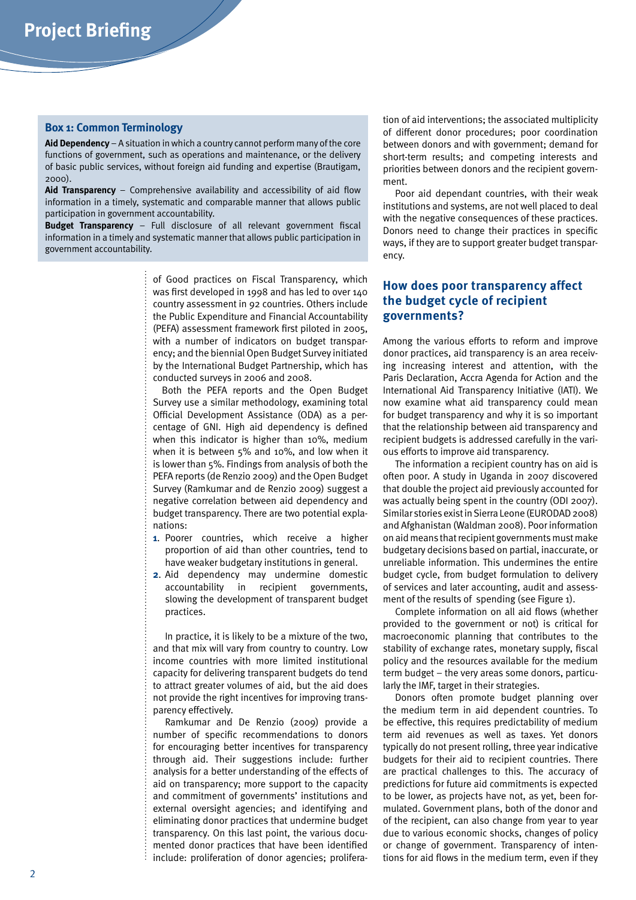### Box 1: Common Terminology

**Aid Dependency** – A situation in which a country cannot perform many of the core functions of government, such as operations and maintenance, or the delivery of basic public services, without foreign aid funding and expertise (Brautigam, 2000).

**Aid Transparency** – Comprehensive availability and accessibility of aid flow information in a timely, systematic and comparable manner that allows public participation in government accountability.

**Budget Transparency** – Full disclosure of all relevant government fiscal information in a timely and systematic manner that allows public participation in government accountability.

of Good practices on Fiscal Transparency, which was first developed in 1998 and has led to over 140 country assessment in 92 countries. Others include the Public Expenditure and Financial Accountability (PEFA) assessment framework first piloted in 2005, with a number of indicators on budget transparency; and the biennial Open Budget Survey initiated by the International Budget Partnership, which has conducted surveys in 2006 and 2008.

Both the PEFA reports and the Open Budget Survey use a similar methodology, examining total Official Development Assistance (ODA) as a percentage of GNI. High aid dependency is defined when this indicator is higher than 10%, medium when it is between 5% and 10%, and low when it is lower than 5%. Findings from analysis of both the PEFA reports (de Renzio 2009) and the Open Budget Survey (Ramkumar and de Renzio 2009) suggest a negative correlation between aid dependency and budget transparency. There are two potential explanations:

1. Poorer countries, which receive a higher proportion of aid than other countries, tend to have weaker budgetary institutions in general.
2. Aid dependency may undermine domestic accountability in recipient governments, slowing the development of transparent budget practices.

In practice, it is likely to be a mixture of the two, and that mix will vary from country to country. Low income countries with more limited institutional capacity for delivering transparent budgets do tend to attract greater volumes of aid, but the aid does not provide the right incentives for improving transparency effectively.

Ramkumar and De Renzio (2009) provide a number of specific recommendations to donors for encouraging better incentives for transparency through aid. Their suggestions include: further analysis for a better understanding of the effects of aid on transparency; more support to the capacity and commitment of governments' institutions and external oversight agencies; and identifying and eliminating donor practices that undermine budget transparency. On this last point, the various documented donor practices that have been identified include: proliferation of donor agencies; proliferation of aid interventions; the associated multiplicity of different donor procedures; poor coordination between donors and with government; demand for short-term results; and competing interests and priorities between donors and the recipient government.

Poor aid dependant countries, with their weak institutions and systems, are not well placed to deal with the negative consequences of these practices. Donors need to change their practices in specific ways, if they are to support greater budget transparency.

## How does poor transparency affect the budget cycle of recipient governments?

Among the various efforts to reform and improve donor practices, aid transparency is an area receiving increasing interest and attention, with the Paris Declaration, Accra Agenda for Action and the International Aid Transparency Initiative (IATI). We now examine what aid transparency could mean for budget transparency and why it is so important that the relationship between aid transparency and recipient budgets is addressed carefully in the various efforts to improve aid transparency.

The information a recipient country has on aid is often poor. A study in Uganda in 2007 discovered that double the project aid previously accounted for was actually being spent in the country (ODI 2007). Similar stories exist in Sierra Leone (EURODAD 2008) and Afghanistan (Waldman 2008). Poor information on aid means that recipient governments must make budgetary decisions based on partial, inaccurate, or unreliable information. This undermines the entire budget cycle, from budget formulation to delivery of services and later accounting, audit and assessment of the results of spending (see Figure 1).

Complete information on all aid flows (whether provided to the government or not) is critical for macroeconomic planning that contributes to the stability of exchange rates, monetary supply, fiscal policy and the resources available for the medium term budget – the very areas some donors, particularly the IMF, target in their strategies.

Donors often promote budget planning over the medium term in aid dependent countries. To be effective, this requires predictability of medium term aid revenues as well as taxes. Yet donors typically do not present rolling, three year indicative budgets for their aid to recipient countries. There are practical challenges to this. The accuracy of predictions for future aid commitments is expected to be lower, as projects have not, as yet, been formulated. Government plans, both of the donor and of the recipient, can also change from year to year due to various economic shocks, changes of policy or change of government. Transparency of intentions for aid flows in the medium term, even if they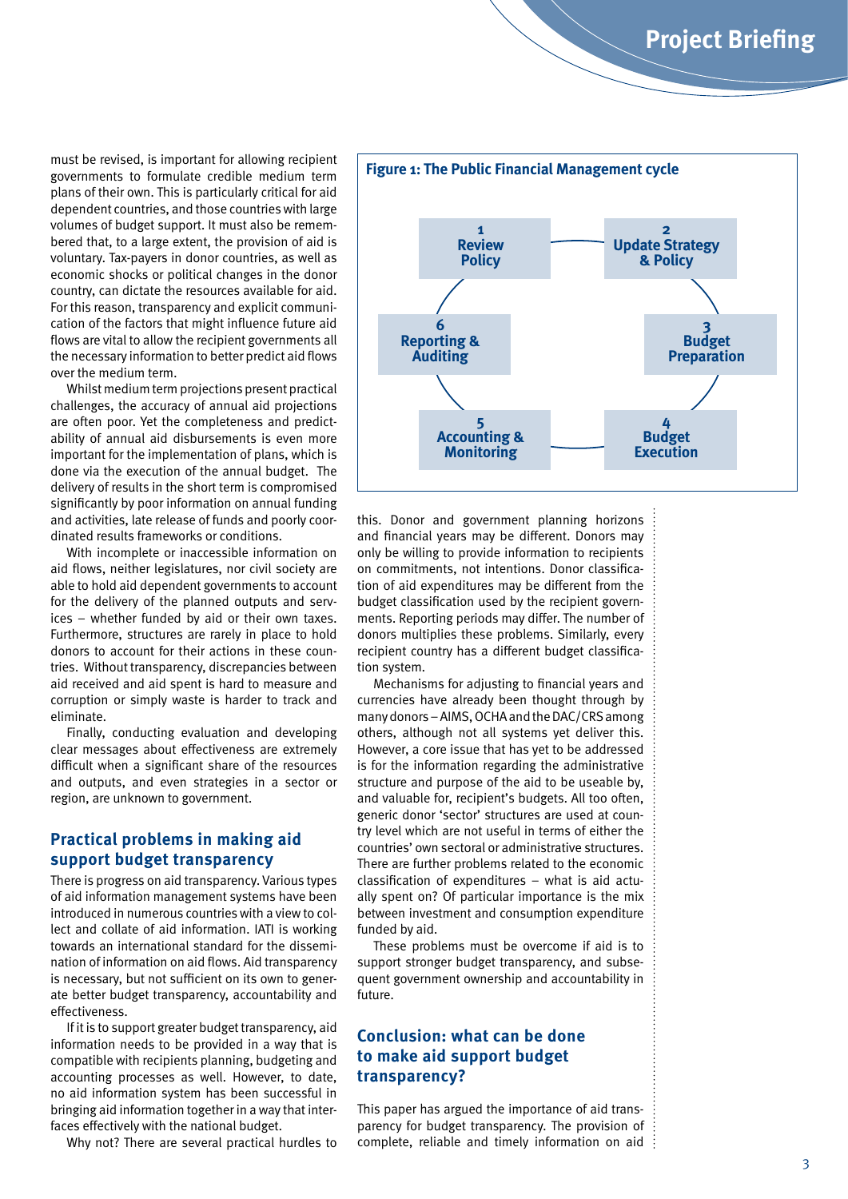must be revised, is important for allowing recipient governments to formulate credible medium term plans of their own. This is particularly critical for aid dependent countries, and those countries with large volumes of budget support. It must also be remembered that, to a large extent, the provision of aid is voluntary. Tax-payers in donor countries, as well as economic shocks or political changes in the donor country, can dictate the resources available for aid. For this reason, transparency and explicit communication of the factors that might influence future aid flows are vital to allow the recipient governments all the necessary information to better predict aid flows over the medium term.

Whilst medium term projections present practical challenges, the accuracy of annual aid projections are often poor. Yet the completeness and predictability of annual aid disbursements is even more important for the implementation of plans, which is done via the execution of the annual budget. The delivery of results in the short term is compromised significantly by poor information on annual funding and activities, late release of funds and poorly coordinated results frameworks or conditions.

With incomplete or inaccessible information on aid flows, neither legislatures, nor civil society are able to hold aid dependent governments to account for the delivery of the planned outputs and services – whether funded by aid or their own taxes. Furthermore, structures are rarely in place to hold donors to account for their actions in these countries. Without transparency, discrepancies between aid received and aid spent is hard to measure and corruption or simply waste is harder to track and eliminate.

Finally, conducting evaluation and developing clear messages about effectiveness are extremely difficult when a significant share of the resources and outputs, and even strategies in a sector or region, are unknown to government.

## Practical problems in making aid support budget transparency

There is progress on aid transparency. Various types of aid information management systems have been introduced in numerous countries with a view to collect and collate of aid information. IATI is working towards an international standard for the dissemination of information on aid flows. Aid transparency is necessary, but not sufficient on its own to generate better budget transparency, accountability and effectiveness.

If it is to support greater budget transparency, aid information needs to be provided in a way that is compatible with recipients planning, budgeting and accounting processes as well. However, to date, no aid information system has been successful in bringing aid information together in a way that interfaces effectively with the national budget.

Why not? There are several practical hurdles to this. Donor and government planning horizons and financial years may be different. Donors may only be willing to provide information to recipients on commitments, not intentions. Donor classification of aid expenditures may be different from the budget classification used by the recipient governments. Reporting periods may differ. The number of donors multiplies these problems. Similarly, every recipient country has a different budget classification system.

**Figure 1: The Public Financial Management cycle**

1. Review Policy
2. Update Strategy & Policy
3. Budget Preparation
4. Budget Execution
5. Accounting & Monitoring
6. Reporting & Auditing

Mechanisms for adjusting to financial years and currencies have already been thought through by many donors – AIMS, OCHA and the DAC/CRS among others, although not all systems yet deliver this. However, a core issue that has yet to be addressed is for the information regarding the administrative structure and purpose of the aid to be useable by, and valuable for, recipient's budgets. All too often, generic donor 'sector' structures are used at country level which are not useful in terms of either the countries' own sectoral or administrative structures. There are further problems related to the economic classification of expenditures – what is aid actually spent on? Of particular importance is the mix between investment and consumption expenditure funded by aid.

These problems must be overcome if aid is to support stronger budget transparency, and subsequent government ownership and accountability in future.

## Conclusion: what can be done to make aid support budget transparency?

This paper has argued the importance of aid transparency for budget transparency. The provision of complete, reliable and timely information on aid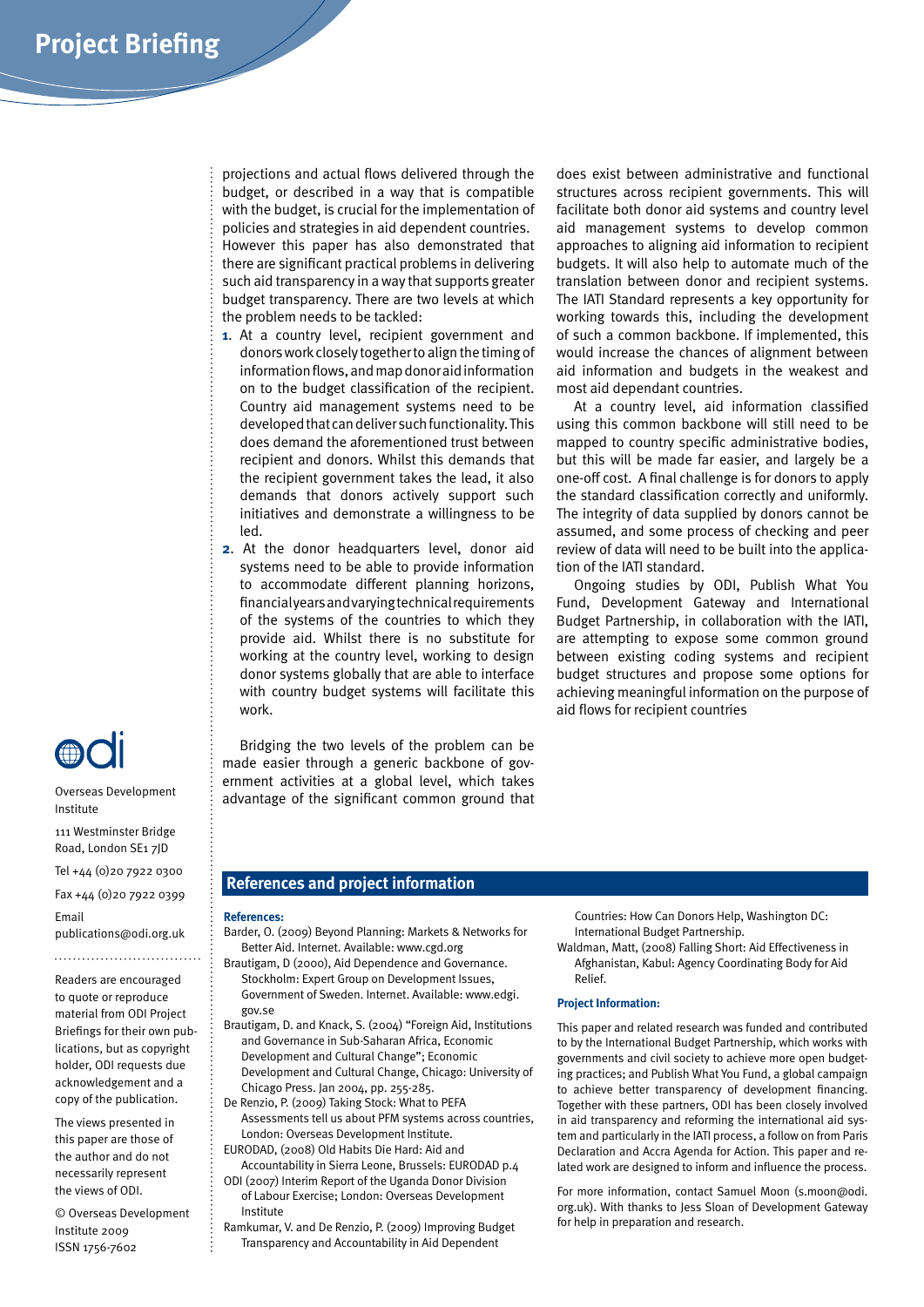projections and actual flows delivered through the budget, or described in a way that is compatible with the budget, is crucial for the implementation of policies and strategies in aid dependent countries. However this paper has also demonstrated that there are significant practical problems in delivering such aid transparency in a way that supports greater budget transparency. There are two levels at which the problem needs to be tackled:

1. At a country level, recipient government and donors work closely together to align the timing of information flows, and map donor aid information on to the budget classification of the recipient. Country aid management systems need to be developed that can deliver such functionality. This does demand the aforementioned trust between recipient and donors. Whilst this demands that the recipient government takes the lead, it also demands that donors actively support such initiatives and demonstrate a willingness to be led.
2. At the donor headquarters level, donor aid systems need to be able to provide information to accommodate different planning horizons, financial years and varying technical requirements of the systems of the countries to which they provide aid. Whilst there is no substitute for working at the country level, working to design donor systems globally that are able to interface with country budget systems will facilitate this work.

Bridging the two levels of the problem can be made easier through a generic backbone of government activities at a global level, which takes advantage of the significant common ground that does exist between administrative and functional structures across recipient governments. This will facilitate both donor aid systems and country level aid management systems to develop common approaches to aligning aid information to recipient budgets. It will also help to automate much of the translation between donor and recipient systems. The IATI Standard represents a key opportunity for working towards this, including the development of such a common backbone. If implemented, this would increase the chances of alignment between aid information and budgets in the weakest and most aid dependant countries.

At a country level, aid information classified using this common backbone will still need to be mapped to country specific administrative bodies, but this will be made far easier, and largely be a one-off cost. A final challenge is for donors to apply the standard classification correctly and uniformly. The integrity of data supplied by donors cannot be assumed, and some process of checking and peer review of data will need to be built into the application of the IATI standard.

Ongoing studies by ODI, Publish What You Fund, Development Gateway and International Budget Partnership, in collaboration with the IATI, are attempting to expose some common ground between existing coding systems and recipient budget structures and propose some options for achieving meaningful information on the purpose of aid flows for recipient countries

## References and project information

**References:**

Barder, O. (2009) Beyond Planning: Markets & Networks for Better Aid. Internet. Available: www.cgd.org

Brautigam, D (2000), Aid Dependence and Governance. Stockholm: Expert Group on Development Issues, Government of Sweden. Internet. Available: www.edgi.gov.se

Brautigam, D. and Knack, S. (2004) "Foreign Aid, Institutions and Governance in Sub-Saharan Africa, Economic Development and Cultural Change"; Economic Development and Cultural Change, Chicago: University of Chicago Press. Jan 2004, pp. 255-285.

De Renzio, P. (2009) Taking Stock: What to PEFA Assessments tell us about PFM systems across countries, London: Overseas Development Institute.

EURODAD, (2008) Old Habits Die Hard: Aid and Accountability in Sierra Leone, Brussels: EURODAD p.4

ODI (2007) Interim Report of the Uganda Donor Division of Labour Exercise; London: Overseas Development Institute

Ramkumar, V. and De Renzio, P. (2009) Improving Budget Transparency and Accountability in Aid Dependent Countries: How Can Donors Help, Washington DC: International Budget Partnership.

Waldman, Matt, (2008) Falling Short: Aid Effectiveness in Afghanistan, Kabul: Agency Coordinating Body for Aid Relief.

**Project Information:**

This paper and related research was funded and contributed to by the International Budget Partnership, which works with governments and civil society to achieve more open budgeting practices; and Publish What You Fund, a global campaign to achieve better transparency of development financing. Together with these partners, ODI has been closely involved in aid transparency and reforming the international aid system and particularly in the IATI process, a follow on from Paris Declaration and Accra Agenda for Action. This paper and related work are designed to inform and influence the process.

For more information, contact Samuel Moon (s.moon@odi.org.uk). With thanks to Jess Sloan of Development Gateway for help in preparation and research.

Overseas Development Institute

111 Westminster Bridge Road, London SE1 7JD

Tel +44 (0)20 7922 0300

Fax +44 (0)20 7922 0399

Email publications@odi.org.uk

Readers are encouraged to quote or reproduce material from ODI Project Briefings for their own publications, but as copyright holder, ODI requests due acknowledgement and a copy of the publication.

The views presented in this paper are those of the author and do not necessarily represent the views of ODI.

© Overseas Development Institute 2009
ISSN 1756-7602